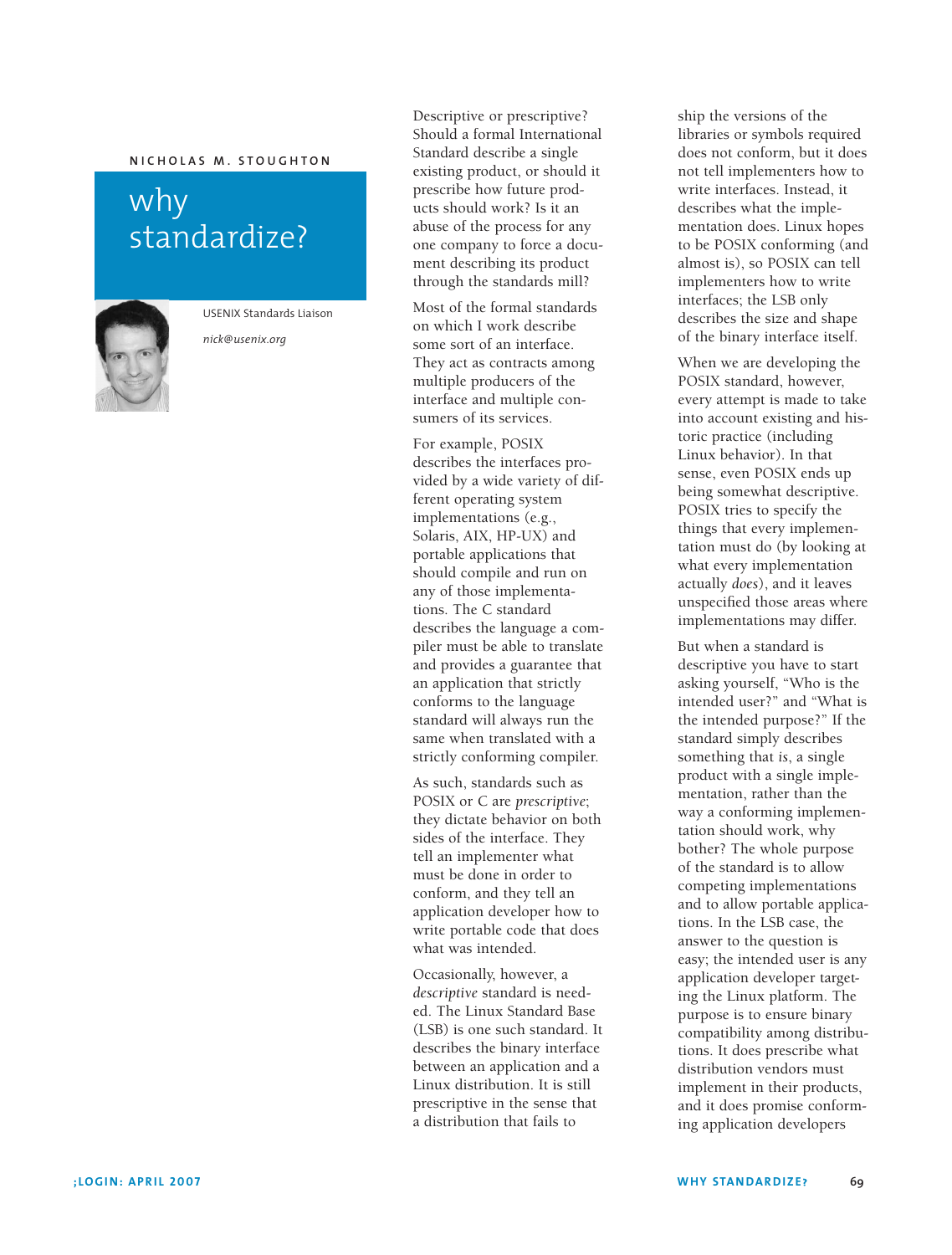NICHOLAS M. STOUGHTON

# why standardize?

USENIX Standards Liaison

*nick@usenix.org*

Descriptive or prescriptive? Should a formal International Standard describe a single existing product, or should it prescribe how future products should work? Is it an abuse of the process for any one company to force a document describing its product through the standards mill?

Most of the formal standards on which I work describe some sort of an interface. They act as contracts among multiple producers of the interface and multiple consumers of its services.

For example, POSIX describes the interfaces provided by a wide variety of different operating system implementations (e.g., Solaris, AIX, HP-UX) and portable applications that should compile and run on any of those implementations. The C standard describes the language a compiler must be able to translate and provides a guarantee that an application that strictly conforms to the language standard will always run the same when translated with a strictly conforming compiler.

As such, standards such as POSIX or C are *prescriptive*; they dictate behavior on both sides of the interface. They tell an implementer what must be done in order to conform, and they tell an application developer how to write portable code that does what was intended.

Occasionally, however, a *descriptive* standard is needed. The Linux Standard Base (LSB) is one such standard. It describes the binary interface between an application and a Linux distribution. It is still prescriptive in the sense that a distribution that fails to ship the versions of the libraries or symbols required does not conform, but it does not tell implementers how to write interfaces. Instead, it describes what the implementation does. Linux hopes to be POSIX conforming (and almost is), so POSIX can tell implementers how to write interfaces; the LSB only describes the size and shape of the binary interface itself.

When we are developing the POSIX standard, however, every attempt is made to take into account existing and historic practice (including Linux behavior). In that sense, even POSIX ends up being somewhat descriptive. POSIX tries to specify the things that every implementation must do (by looking at what every implementation actually *does*), and it leaves unspecified those areas where implementations may differ.

But when a standard is descriptive you have to start asking yourself, "Who is the intended user?" and "What is the intended purpose?" If the standard simply describes something that *is*, a single product with a single implementation, rather than the way a conforming implementation should work, why bother? The whole purpose of the standard is to allow competing implementations and to allow portable applications. In the LSB case, the answer to the question is easy; the intended user is any application developer targeting the Linux platform. The purpose is to ensure binary compatibility among distributions. It does prescribe what distribution vendors must implement in their products, and it does promise conforming application developers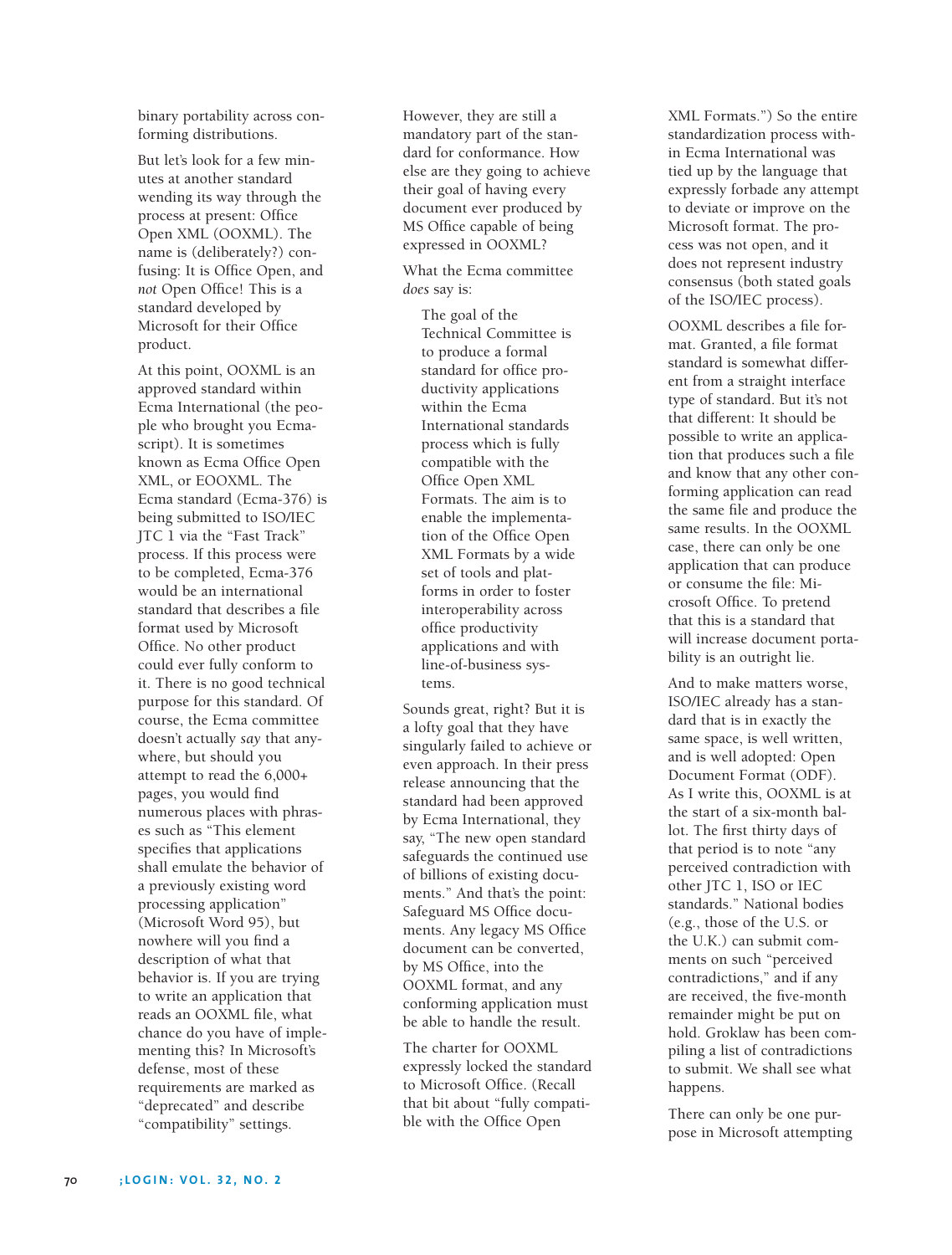binary portability across conforming distributions.

But let's look for a few minutes at another standard wending its way through the process at present: Office Open XML (OOXML). The name is (deliberately?) confusing: It is Office Open, and *not* Open Office! This is a standard developed by Microsoft for their Office product.

At this point, OOXML is an approved standard within Ecma International (the people who brought you Ecmascript). It is sometimes known as Ecma Office Open XML, or EOOXML. The Ecma standard (Ecma-376) is being submitted to ISO/IEC JTC 1 via the "Fast Track" process. If this process were to be completed, Ecma-376 would be an international standard that describes a file format used by Microsoft Office. No other product could ever fully conform to it. There is no good technical purpose for this standard. Of course, the Ecma committee doesn't actually *say* that anywhere, but should you attempt to read the 6,000+ pages, you would find numerous places with phrases such as "This element specifies that applications shall emulate the behavior of a previously existing word processing application" (Microsoft Word 95), but nowhere will you find a description of what that behavior is. If you are trying to write an application that reads an OOXML file, what chance do you have of implementing this? In Microsoft's defense, most of these requirements are marked as "deprecated" and describe "compatibility" settings. However, they are still a mandatory part of the standard for conformance. How else are they going to achieve their goal of having every document ever produced by MS Office capable of being expressed in OOXML?

What the Ecma committee *does* say is:

> The goal of the Technical Committee is to produce a formal standard for office productivity applications within the Ecma International standards process which is fully compatible with the Office Open XML Formats. The aim is to enable the implementation of the Office Open XML Formats by a wide set of tools and platforms in order to foster interoperability across office productivity applications and with line-of-business systems.

Sounds great, right? But it is a lofty goal that they have singularly failed to achieve or even approach. In their press release announcing that the standard had been approved by Ecma International, they say, "The new open standard safeguards the continued use of billions of existing documents." And that's the point: Safeguard MS Office documents. Any legacy MS Office document can be converted, by MS Office, into the OOXML format, and any conforming application must be able to handle the result.

The charter for OOXML expressly locked the standard to Microsoft Office. (Recall that bit about "fully compatible with the Office Open XML Formats.") So the entire standardization process within Ecma International was tied up by the language that expressly forbade any attempt to deviate or improve on the Microsoft format. The process was not open, and it does not represent industry consensus (both stated goals of the ISO/IEC process).

OOXML describes a file format. Granted, a file format standard is somewhat different from a straight interface type of standard. But it's not that different: It should be possible to write an application that produces such a file and know that any other conforming application can read the same file and produce the same results. In the OOXML case, there can only be one application that can produce or consume the file: Microsoft Office. To pretend that this is a standard that will increase document portability is an outright lie.

And to make matters worse, ISO/IEC already has a standard that is in exactly the same space, is well written, and is well adopted: Open Document Format (ODF). As I write this, OOXML is at the start of a six-month ballot. The first thirty days of that period is to note "any perceived contradiction with other JTC 1, ISO or IEC standards." National bodies (e.g., those of the U.S. or the U.K.) can submit comments on such "perceived contradictions," and if any are received, the five-month remainder might be put on hold. Groklaw has been compiling a list of contradictions to submit. We shall see what happens.

There can only be one purpose in Microsoft attempting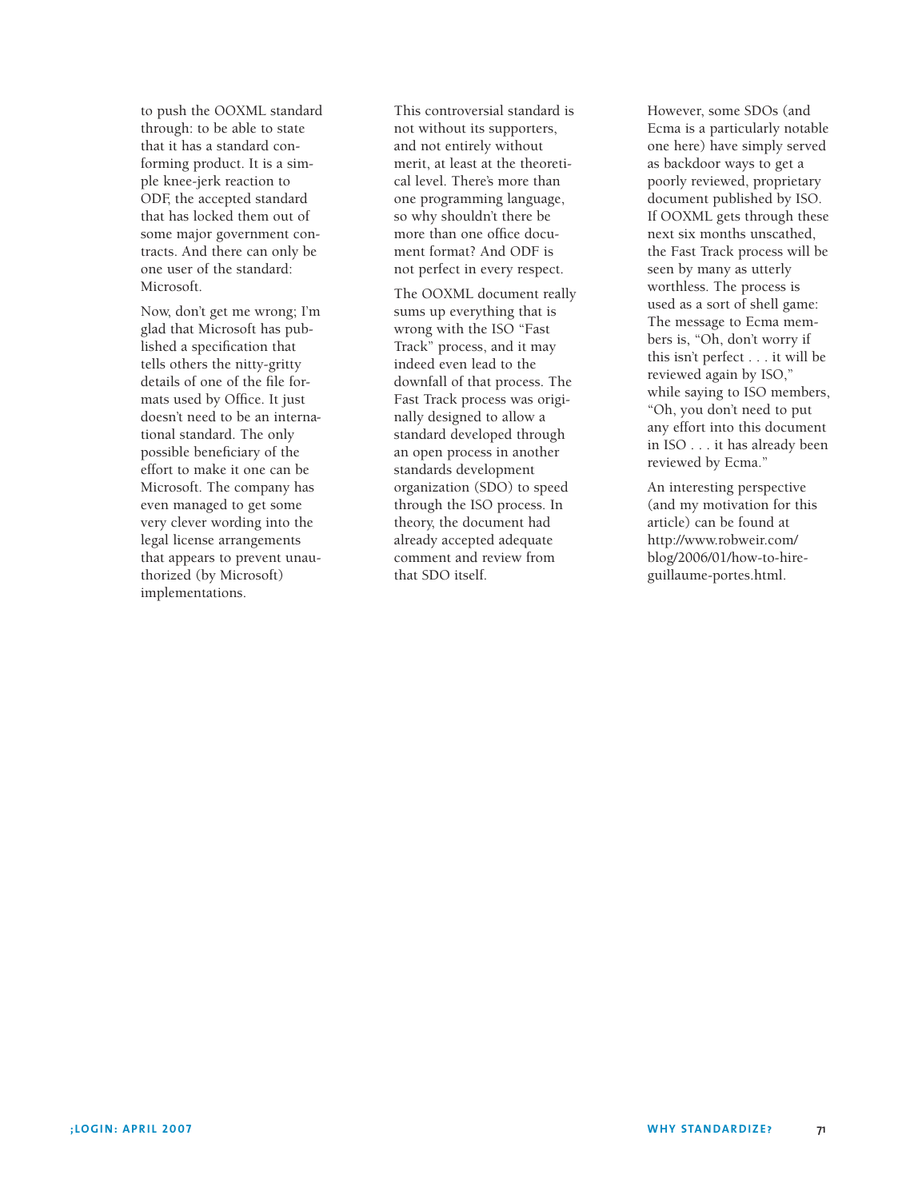to push the OOXML standard through: to be able to state that it has a standard conforming product. It is a simple knee-jerk reaction to ODF, the accepted standard that has locked them out of some major government contracts. And there can only be one user of the standard: Microsoft.

Now, don't get me wrong; I'm glad that Microsoft has published a specification that tells others the nitty-gritty details of one of the file formats used by Office. It just doesn't need to be an international standard. The only possible beneficiary of the effort to make it one can be Microsoft. The company has even managed to get some very clever wording into the legal license arrangements that appears to prevent unauthorized (by Microsoft) implementations.

This controversial standard is not without its supporters, and not entirely without merit, at least at the theoretical level. There's more than one programming language, so why shouldn't there be more than one office document format? And ODF is not perfect in every respect.

The OOXML document really sums up everything that is wrong with the ISO "Fast Track" process, and it may indeed even lead to the downfall of that process. The Fast Track process was originally designed to allow a standard developed through an open process in another standards development organization (SDO) to speed through the ISO process. In theory, the document had already accepted adequate comment and review from that SDO itself.

However, some SDOs (and Ecma is a particularly notable one here) have simply served as backdoor ways to get a poorly reviewed, proprietary document published by ISO. If OOXML gets through these next six months unscathed, the Fast Track process will be seen by many as utterly worthless. The process is used as a sort of shell game: The message to Ecma members is, "Oh, don't worry if this isn't perfect . . . it will be reviewed again by ISO," while saying to ISO members, "Oh, you don't need to put any effort into this document in ISO . . . it has already been reviewed by Ecma."

An interesting perspective (and my motivation for this article) can be found at http://www.robweir.com/blog/2006/01/how-to-hire-guillaume-portes.html.